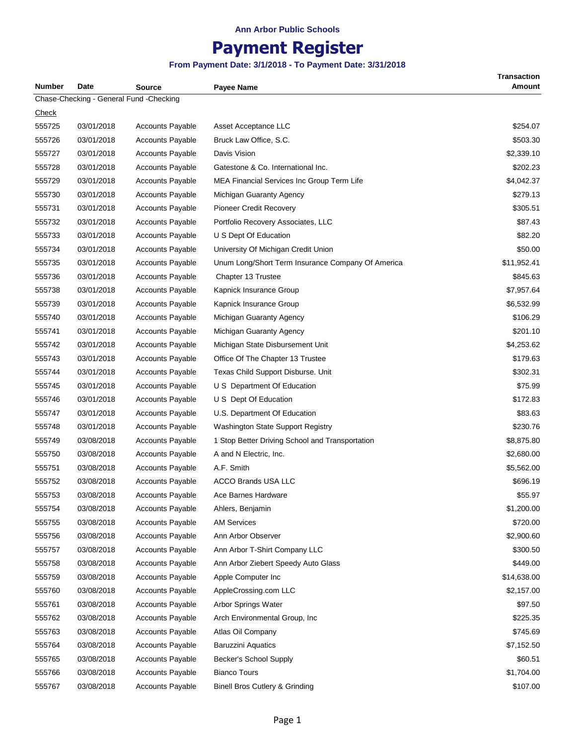Ann Arbor Public Schools

# Payment Register

**From Payment Date: 3/1/2018 - To Payment Date: 3/31/2018**

| Number | Date | Source | Payee Name | Transaction Amount |
|---|---|---|---|---|
| Chase-Checking - General Fund -Checking | | | | |
| Check | | | | |
| 555725 | 03/01/2018 | Accounts Payable | Asset Acceptance LLC | $254.07 |
| 555726 | 03/01/2018 | Accounts Payable | Bruck Law Office, S.C. | $503.30 |
| 555727 | 03/01/2018 | Accounts Payable | Davis Vision | $2,339.10 |
| 555728 | 03/01/2018 | Accounts Payable | Gatestone & Co. International Inc. | $202.23 |
| 555729 | 03/01/2018 | Accounts Payable | MEA Financial Services Inc Group Term Life | $4,042.37 |
| 555730 | 03/01/2018 | Accounts Payable | Michigan Guaranty Agency | $279.13 |
| 555731 | 03/01/2018 | Accounts Payable | Pioneer Credit Recovery | $305.51 |
| 555732 | 03/01/2018 | Accounts Payable | Portfolio Recovery Associates, LLC | $87.43 |
| 555733 | 03/01/2018 | Accounts Payable | U S Dept Of Education | $82.20 |
| 555734 | 03/01/2018 | Accounts Payable | University Of Michigan Credit Union | $50.00 |
| 555735 | 03/01/2018 | Accounts Payable | Unum Long/Short Term Insurance Company Of America | $11,952.41 |
| 555736 | 03/01/2018 | Accounts Payable | Chapter 13 Trustee | $845.63 |
| 555738 | 03/01/2018 | Accounts Payable | Kapnick Insurance Group | $7,957.64 |
| 555739 | 03/01/2018 | Accounts Payable | Kapnick Insurance Group | $6,532.99 |
| 555740 | 03/01/2018 | Accounts Payable | Michigan Guaranty Agency | $106.29 |
| 555741 | 03/01/2018 | Accounts Payable | Michigan Guaranty Agency | $201.10 |
| 555742 | 03/01/2018 | Accounts Payable | Michigan State Disbursement Unit | $4,253.62 |
| 555743 | 03/01/2018 | Accounts Payable | Office Of The Chapter 13 Trustee | $179.63 |
| 555744 | 03/01/2018 | Accounts Payable | Texas Child Support Disburse. Unit | $302.31 |
| 555745 | 03/01/2018 | Accounts Payable | U S Department Of Education | $75.99 |
| 555746 | 03/01/2018 | Accounts Payable | U S Dept Of Education | $172.83 |
| 555747 | 03/01/2018 | Accounts Payable | U.S. Department Of Education | $83.63 |
| 555748 | 03/01/2018 | Accounts Payable | Washington State Support Registry | $230.76 |
| 555749 | 03/08/2018 | Accounts Payable | 1 Stop Better Driving School and Transportation | $8,875.80 |
| 555750 | 03/08/2018 | Accounts Payable | A and N Electric, Inc. | $2,680.00 |
| 555751 | 03/08/2018 | Accounts Payable | A.F. Smith | $5,562.00 |
| 555752 | 03/08/2018 | Accounts Payable | ACCO Brands USA LLC | $696.19 |
| 555753 | 03/08/2018 | Accounts Payable | Ace Barnes Hardware | $55.97 |
| 555754 | 03/08/2018 | Accounts Payable | Ahlers, Benjamin | $1,200.00 |
| 555755 | 03/08/2018 | Accounts Payable | AM Services | $720.00 |
| 555756 | 03/08/2018 | Accounts Payable | Ann Arbor Observer | $2,900.60 |
| 555757 | 03/08/2018 | Accounts Payable | Ann Arbor T-Shirt Company LLC | $300.50 |
| 555758 | 03/08/2018 | Accounts Payable | Ann Arbor Ziebert Speedy Auto Glass | $449.00 |
| 555759 | 03/08/2018 | Accounts Payable | Apple Computer Inc | $14,638.00 |
| 555760 | 03/08/2018 | Accounts Payable | AppleCrossing.com LLC | $2,157.00 |
| 555761 | 03/08/2018 | Accounts Payable | Arbor Springs Water | $97.50 |
| 555762 | 03/08/2018 | Accounts Payable | Arch Environmental Group, Inc | $225.35 |
| 555763 | 03/08/2018 | Accounts Payable | Atlas Oil Company | $745.69 |
| 555764 | 03/08/2018 | Accounts Payable | Baruzzini Aquatics | $7,152.50 |
| 555765 | 03/08/2018 | Accounts Payable | Becker's School Supply | $60.51 |
| 555766 | 03/08/2018 | Accounts Payable | Bianco Tours | $1,704.00 |
| 555767 | 03/08/2018 | Accounts Payable | Binell Bros Cutlery & Grinding | $107.00 |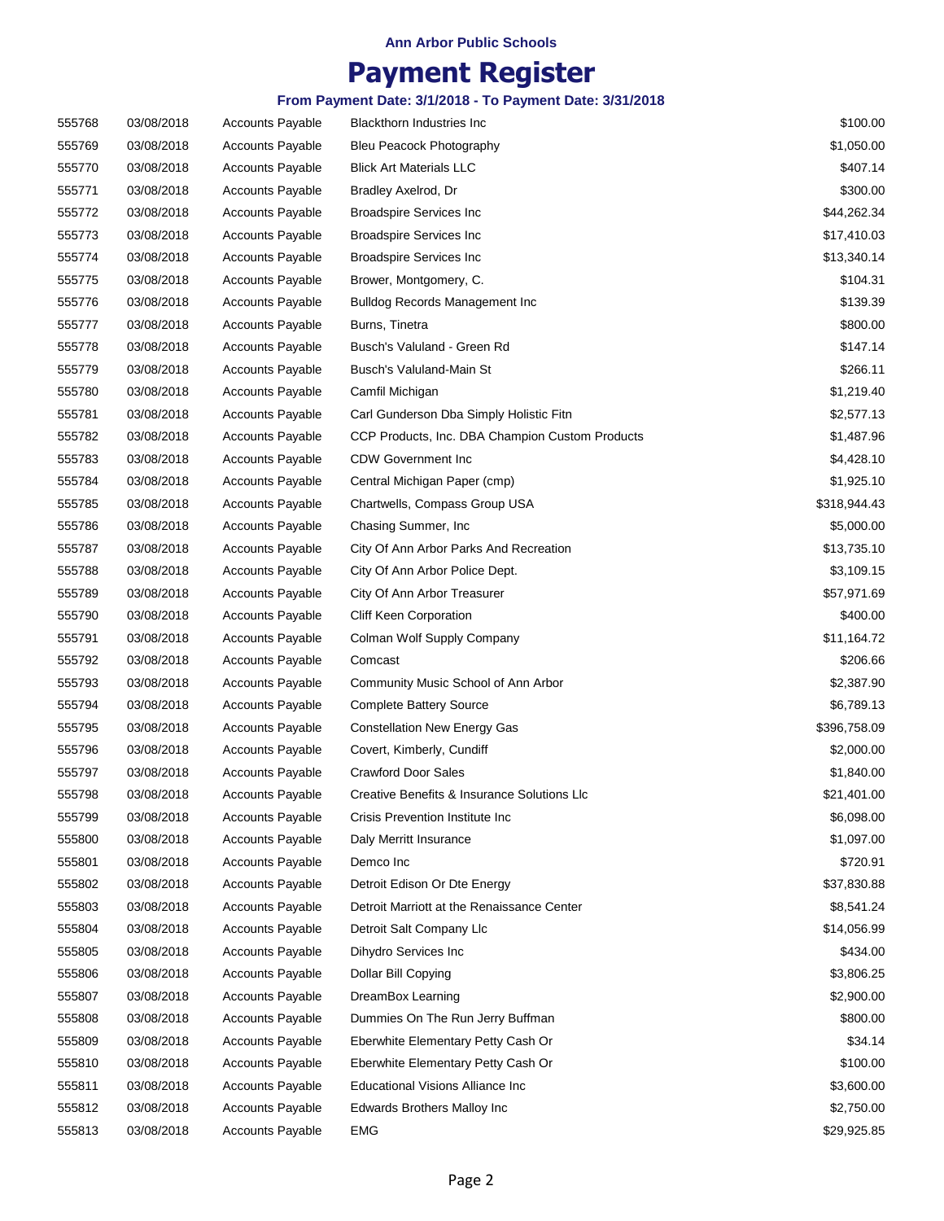**Ann Arbor Public Schools**

# Payment Register

**From Payment Date: 3/1/2018 - To Payment Date: 3/31/2018**

| | | | | |
|---|---|---|---|---|
| 555768 | 03/08/2018 | Accounts Payable | Blackthorn Industries Inc | $100.00 |
| 555769 | 03/08/2018 | Accounts Payable | Bleu Peacock Photography | $1,050.00 |
| 555770 | 03/08/2018 | Accounts Payable | Blick Art Materials LLC | $407.14 |
| 555771 | 03/08/2018 | Accounts Payable | Bradley Axelrod, Dr | $300.00 |
| 555772 | 03/08/2018 | Accounts Payable | Broadspire Services Inc | $44,262.34 |
| 555773 | 03/08/2018 | Accounts Payable | Broadspire Services Inc | $17,410.03 |
| 555774 | 03/08/2018 | Accounts Payable | Broadspire Services Inc | $13,340.14 |
| 555775 | 03/08/2018 | Accounts Payable | Brower, Montgomery, C. | $104.31 |
| 555776 | 03/08/2018 | Accounts Payable | Bulldog Records Management Inc | $139.39 |
| 555777 | 03/08/2018 | Accounts Payable | Burns, Tinetra | $800.00 |
| 555778 | 03/08/2018 | Accounts Payable | Busch's Valuland - Green Rd | $147.14 |
| 555779 | 03/08/2018 | Accounts Payable | Busch's Valuland-Main St | $266.11 |
| 555780 | 03/08/2018 | Accounts Payable | Camfil Michigan | $1,219.40 |
| 555781 | 03/08/2018 | Accounts Payable | Carl Gunderson Dba Simply Holistic Fitn | $2,577.13 |
| 555782 | 03/08/2018 | Accounts Payable | CCP Products, Inc. DBA Champion Custom Products | $1,487.96 |
| 555783 | 03/08/2018 | Accounts Payable | CDW Government Inc | $4,428.10 |
| 555784 | 03/08/2018 | Accounts Payable | Central Michigan Paper (cmp) | $1,925.10 |
| 555785 | 03/08/2018 | Accounts Payable | Chartwells, Compass Group USA | $318,944.43 |
| 555786 | 03/08/2018 | Accounts Payable | Chasing Summer, Inc | $5,000.00 |
| 555787 | 03/08/2018 | Accounts Payable | City Of Ann Arbor Parks And Recreation | $13,735.10 |
| 555788 | 03/08/2018 | Accounts Payable | City Of Ann Arbor Police Dept. | $3,109.15 |
| 555789 | 03/08/2018 | Accounts Payable | City Of Ann Arbor Treasurer | $57,971.69 |
| 555790 | 03/08/2018 | Accounts Payable | Cliff Keen Corporation | $400.00 |
| 555791 | 03/08/2018 | Accounts Payable | Colman Wolf Supply Company | $11,164.72 |
| 555792 | 03/08/2018 | Accounts Payable | Comcast | $206.66 |
| 555793 | 03/08/2018 | Accounts Payable | Community Music School of Ann Arbor | $2,387.90 |
| 555794 | 03/08/2018 | Accounts Payable | Complete Battery Source | $6,789.13 |
| 555795 | 03/08/2018 | Accounts Payable | Constellation New Energy Gas | $396,758.09 |
| 555796 | 03/08/2018 | Accounts Payable | Covert, Kimberly, Cundiff | $2,000.00 |
| 555797 | 03/08/2018 | Accounts Payable | Crawford Door Sales | $1,840.00 |
| 555798 | 03/08/2018 | Accounts Payable | Creative Benefits & Insurance Solutions Llc | $21,401.00 |
| 555799 | 03/08/2018 | Accounts Payable | Crisis Prevention Institute Inc | $6,098.00 |
| 555800 | 03/08/2018 | Accounts Payable | Daly Merritt Insurance | $1,097.00 |
| 555801 | 03/08/2018 | Accounts Payable | Demco Inc | $720.91 |
| 555802 | 03/08/2018 | Accounts Payable | Detroit Edison Or Dte Energy | $37,830.88 |
| 555803 | 03/08/2018 | Accounts Payable | Detroit Marriott at the Renaissance Center | $8,541.24 |
| 555804 | 03/08/2018 | Accounts Payable | Detroit Salt Company Llc | $14,056.99 |
| 555805 | 03/08/2018 | Accounts Payable | Dihydro Services Inc | $434.00 |
| 555806 | 03/08/2018 | Accounts Payable | Dollar Bill Copying | $3,806.25 |
| 555807 | 03/08/2018 | Accounts Payable | DreamBox Learning | $2,900.00 |
| 555808 | 03/08/2018 | Accounts Payable | Dummies On The Run Jerry Buffman | $800.00 |
| 555809 | 03/08/2018 | Accounts Payable | Eberwhite Elementary Petty Cash Or | $34.14 |
| 555810 | 03/08/2018 | Accounts Payable | Eberwhite Elementary Petty Cash Or | $100.00 |
| 555811 | 03/08/2018 | Accounts Payable | Educational Visions Alliance Inc | $3,600.00 |
| 555812 | 03/08/2018 | Accounts Payable | Edwards Brothers Malloy Inc | $2,750.00 |
| 555813 | 03/08/2018 | Accounts Payable | EMG | $29,925.85 |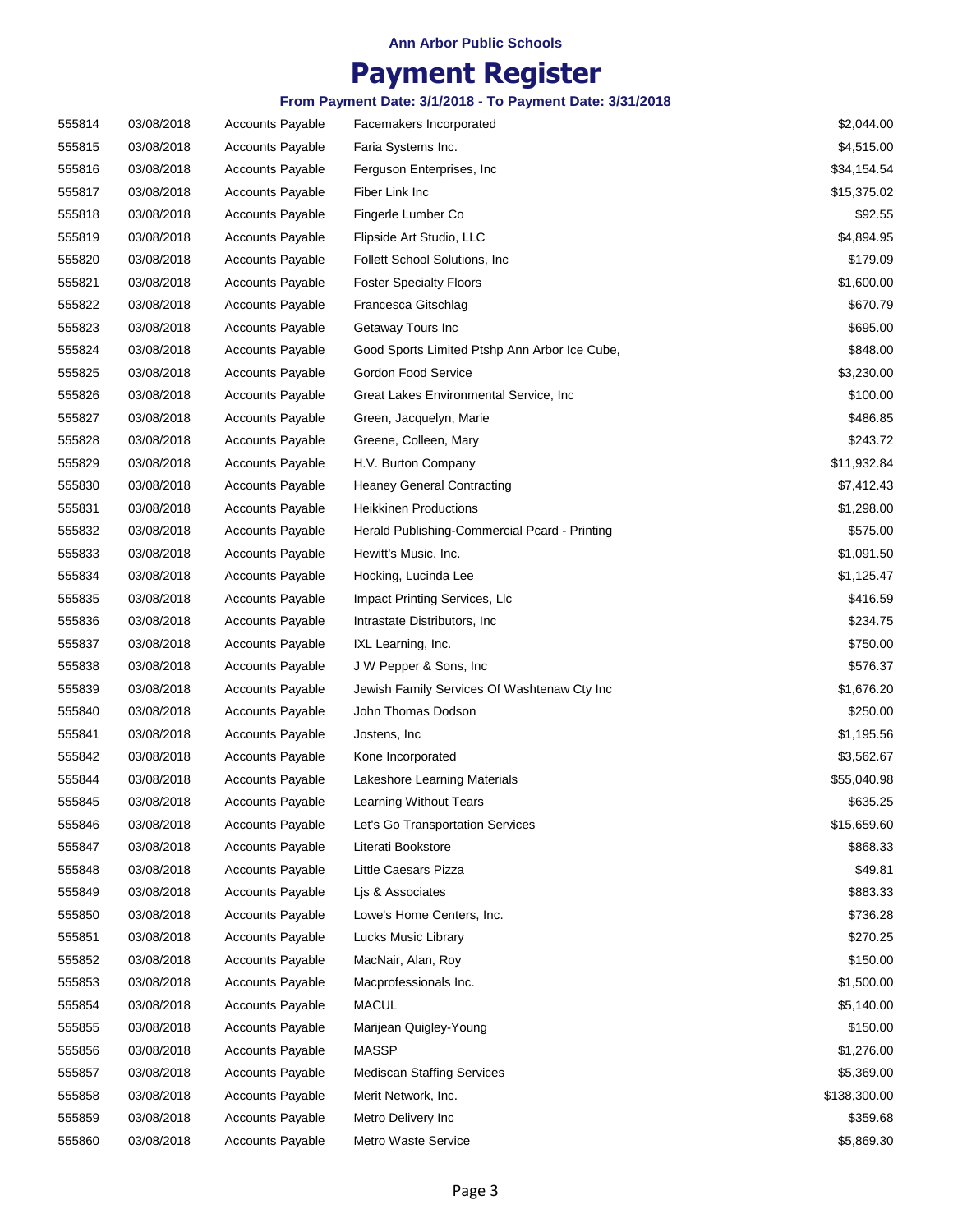Ann Arbor Public Schools

# Payment Register

**From Payment Date: 3/1/2018 - To Payment Date: 3/31/2018**

| | | | | |
|---|---|---|---|---|
| 555814 | 03/08/2018 | Accounts Payable | Facemakers Incorporated | $2,044.00 |
| 555815 | 03/08/2018 | Accounts Payable | Faria Systems Inc. | $4,515.00 |
| 555816 | 03/08/2018 | Accounts Payable | Ferguson Enterprises, Inc | $34,154.54 |
| 555817 | 03/08/2018 | Accounts Payable | Fiber Link Inc | $15,375.02 |
| 555818 | 03/08/2018 | Accounts Payable | Fingerle Lumber Co | $92.55 |
| 555819 | 03/08/2018 | Accounts Payable | Flipside Art Studio, LLC | $4,894.95 |
| 555820 | 03/08/2018 | Accounts Payable | Follett School Solutions, Inc | $179.09 |
| 555821 | 03/08/2018 | Accounts Payable | Foster Specialty Floors | $1,600.00 |
| 555822 | 03/08/2018 | Accounts Payable | Francesca Gitschlag | $670.79 |
| 555823 | 03/08/2018 | Accounts Payable | Getaway Tours Inc | $695.00 |
| 555824 | 03/08/2018 | Accounts Payable | Good Sports Limited Ptshp Ann Arbor Ice Cube, | $848.00 |
| 555825 | 03/08/2018 | Accounts Payable | Gordon Food Service | $3,230.00 |
| 555826 | 03/08/2018 | Accounts Payable | Great Lakes Environmental Service, Inc | $100.00 |
| 555827 | 03/08/2018 | Accounts Payable | Green, Jacquelyn, Marie | $486.85 |
| 555828 | 03/08/2018 | Accounts Payable | Greene, Colleen, Mary | $243.72 |
| 555829 | 03/08/2018 | Accounts Payable | H.V. Burton Company | $11,932.84 |
| 555830 | 03/08/2018 | Accounts Payable | Heaney General Contracting | $7,412.43 |
| 555831 | 03/08/2018 | Accounts Payable | Heikkinen Productions | $1,298.00 |
| 555832 | 03/08/2018 | Accounts Payable | Herald Publishing-Commercial Pcard - Printing | $575.00 |
| 555833 | 03/08/2018 | Accounts Payable | Hewitt's Music, Inc. | $1,091.50 |
| 555834 | 03/08/2018 | Accounts Payable | Hocking, Lucinda Lee | $1,125.47 |
| 555835 | 03/08/2018 | Accounts Payable | Impact Printing Services, Llc | $416.59 |
| 555836 | 03/08/2018 | Accounts Payable | Intrastate Distributors, Inc | $234.75 |
| 555837 | 03/08/2018 | Accounts Payable | IXL Learning, Inc. | $750.00 |
| 555838 | 03/08/2018 | Accounts Payable | J W Pepper & Sons, Inc | $576.37 |
| 555839 | 03/08/2018 | Accounts Payable | Jewish Family Services Of Washtenaw Cty Inc | $1,676.20 |
| 555840 | 03/08/2018 | Accounts Payable | John Thomas Dodson | $250.00 |
| 555841 | 03/08/2018 | Accounts Payable | Jostens, Inc | $1,195.56 |
| 555842 | 03/08/2018 | Accounts Payable | Kone Incorporated | $3,562.67 |
| 555844 | 03/08/2018 | Accounts Payable | Lakeshore Learning Materials | $55,040.98 |
| 555845 | 03/08/2018 | Accounts Payable | Learning Without Tears | $635.25 |
| 555846 | 03/08/2018 | Accounts Payable | Let's Go Transportation Services | $15,659.60 |
| 555847 | 03/08/2018 | Accounts Payable | Literati Bookstore | $868.33 |
| 555848 | 03/08/2018 | Accounts Payable | Little Caesars Pizza | $49.81 |
| 555849 | 03/08/2018 | Accounts Payable | Ljs & Associates | $883.33 |
| 555850 | 03/08/2018 | Accounts Payable | Lowe's Home Centers, Inc. | $736.28 |
| 555851 | 03/08/2018 | Accounts Payable | Lucks Music Library | $270.25 |
| 555852 | 03/08/2018 | Accounts Payable | MacNair, Alan, Roy | $150.00 |
| 555853 | 03/08/2018 | Accounts Payable | Macprofessionals Inc. | $1,500.00 |
| 555854 | 03/08/2018 | Accounts Payable | MACUL | $5,140.00 |
| 555855 | 03/08/2018 | Accounts Payable | Marijean Quigley-Young | $150.00 |
| 555856 | 03/08/2018 | Accounts Payable | MASSP | $1,276.00 |
| 555857 | 03/08/2018 | Accounts Payable | Mediscan Staffing Services | $5,369.00 |
| 555858 | 03/08/2018 | Accounts Payable | Merit Network, Inc. | $138,300.00 |
| 555859 | 03/08/2018 | Accounts Payable | Metro Delivery Inc | $359.68 |
| 555860 | 03/08/2018 | Accounts Payable | Metro Waste Service | $5,869.30 |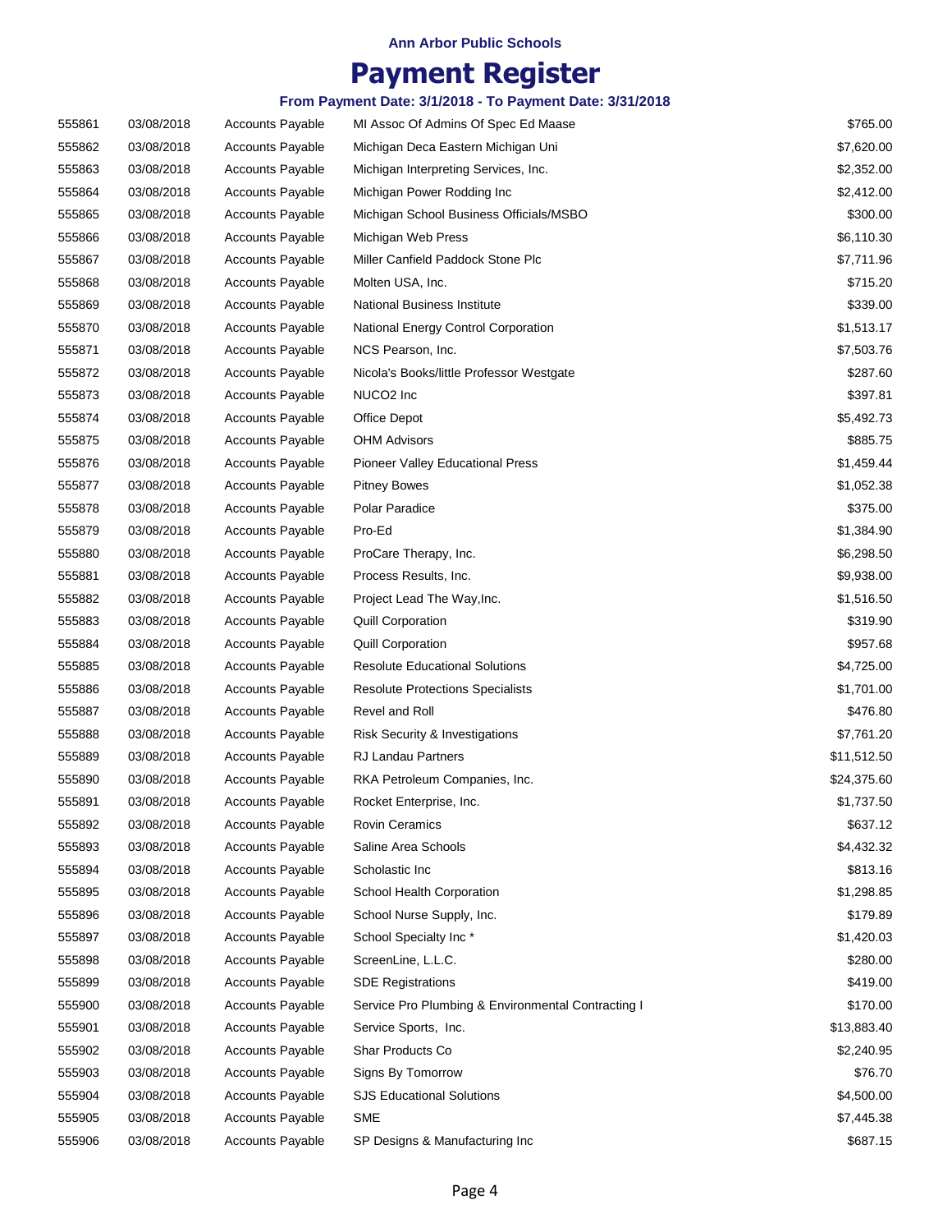Ann Arbor Public Schools

# Payment Register

**From Payment Date: 3/1/2018 - To Payment Date: 3/31/2018**

| | | | | |
|---|---|---|---|---|
| 555861 | 03/08/2018 | Accounts Payable | MI Assoc Of Admins Of Spec Ed Maase | $765.00 |
| 555862 | 03/08/2018 | Accounts Payable | Michigan Deca Eastern Michigan Uni | $7,620.00 |
| 555863 | 03/08/2018 | Accounts Payable | Michigan Interpreting Services, Inc. | $2,352.00 |
| 555864 | 03/08/2018 | Accounts Payable | Michigan Power Rodding Inc | $2,412.00 |
| 555865 | 03/08/2018 | Accounts Payable | Michigan School Business Officials/MSBO | $300.00 |
| 555866 | 03/08/2018 | Accounts Payable | Michigan Web Press | $6,110.30 |
| 555867 | 03/08/2018 | Accounts Payable | Miller Canfield Paddock Stone Plc | $7,711.96 |
| 555868 | 03/08/2018 | Accounts Payable | Molten USA, Inc. | $715.20 |
| 555869 | 03/08/2018 | Accounts Payable | National Business Institute | $339.00 |
| 555870 | 03/08/2018 | Accounts Payable | National Energy Control Corporation | $1,513.17 |
| 555871 | 03/08/2018 | Accounts Payable | NCS Pearson, Inc. | $7,503.76 |
| 555872 | 03/08/2018 | Accounts Payable | Nicola's Books/little Professor Westgate | $287.60 |
| 555873 | 03/08/2018 | Accounts Payable | NUCO2 Inc | $397.81 |
| 555874 | 03/08/2018 | Accounts Payable | Office Depot | $5,492.73 |
| 555875 | 03/08/2018 | Accounts Payable | OHM Advisors | $885.75 |
| 555876 | 03/08/2018 | Accounts Payable | Pioneer Valley Educational Press | $1,459.44 |
| 555877 | 03/08/2018 | Accounts Payable | Pitney Bowes | $1,052.38 |
| 555878 | 03/08/2018 | Accounts Payable | Polar Paradice | $375.00 |
| 555879 | 03/08/2018 | Accounts Payable | Pro-Ed | $1,384.90 |
| 555880 | 03/08/2018 | Accounts Payable | ProCare Therapy, Inc. | $6,298.50 |
| 555881 | 03/08/2018 | Accounts Payable | Process Results, Inc. | $9,938.00 |
| 555882 | 03/08/2018 | Accounts Payable | Project Lead The Way,Inc. | $1,516.50 |
| 555883 | 03/08/2018 | Accounts Payable | Quill Corporation | $319.90 |
| 555884 | 03/08/2018 | Accounts Payable | Quill Corporation | $957.68 |
| 555885 | 03/08/2018 | Accounts Payable | Resolute Educational Solutions | $4,725.00 |
| 555886 | 03/08/2018 | Accounts Payable | Resolute Protections Specialists | $1,701.00 |
| 555887 | 03/08/2018 | Accounts Payable | Revel and Roll | $476.80 |
| 555888 | 03/08/2018 | Accounts Payable | Risk Security & Investigations | $7,761.20 |
| 555889 | 03/08/2018 | Accounts Payable | RJ Landau Partners | $11,512.50 |
| 555890 | 03/08/2018 | Accounts Payable | RKA Petroleum Companies, Inc. | $24,375.60 |
| 555891 | 03/08/2018 | Accounts Payable | Rocket Enterprise, Inc. | $1,737.50 |
| 555892 | 03/08/2018 | Accounts Payable | Rovin Ceramics | $637.12 |
| 555893 | 03/08/2018 | Accounts Payable | Saline Area Schools | $4,432.32 |
| 555894 | 03/08/2018 | Accounts Payable | Scholastic Inc | $813.16 |
| 555895 | 03/08/2018 | Accounts Payable | School Health Corporation | $1,298.85 |
| 555896 | 03/08/2018 | Accounts Payable | School Nurse Supply, Inc. | $179.89 |
| 555897 | 03/08/2018 | Accounts Payable | School Specialty Inc * | $1,420.03 |
| 555898 | 03/08/2018 | Accounts Payable | ScreenLine, L.L.C. | $280.00 |
| 555899 | 03/08/2018 | Accounts Payable | SDE Registrations | $419.00 |
| 555900 | 03/08/2018 | Accounts Payable | Service Pro Plumbing & Environmental Contracting I | $170.00 |
| 555901 | 03/08/2018 | Accounts Payable | Service Sports, Inc. | $13,883.40 |
| 555902 | 03/08/2018 | Accounts Payable | Shar Products Co | $2,240.95 |
| 555903 | 03/08/2018 | Accounts Payable | Signs By Tomorrow | $76.70 |
| 555904 | 03/08/2018 | Accounts Payable | SJS Educational Solutions | $4,500.00 |
| 555905 | 03/08/2018 | Accounts Payable | SME | $7,445.38 |
| 555906 | 03/08/2018 | Accounts Payable | SP Designs & Manufacturing Inc | $687.15 |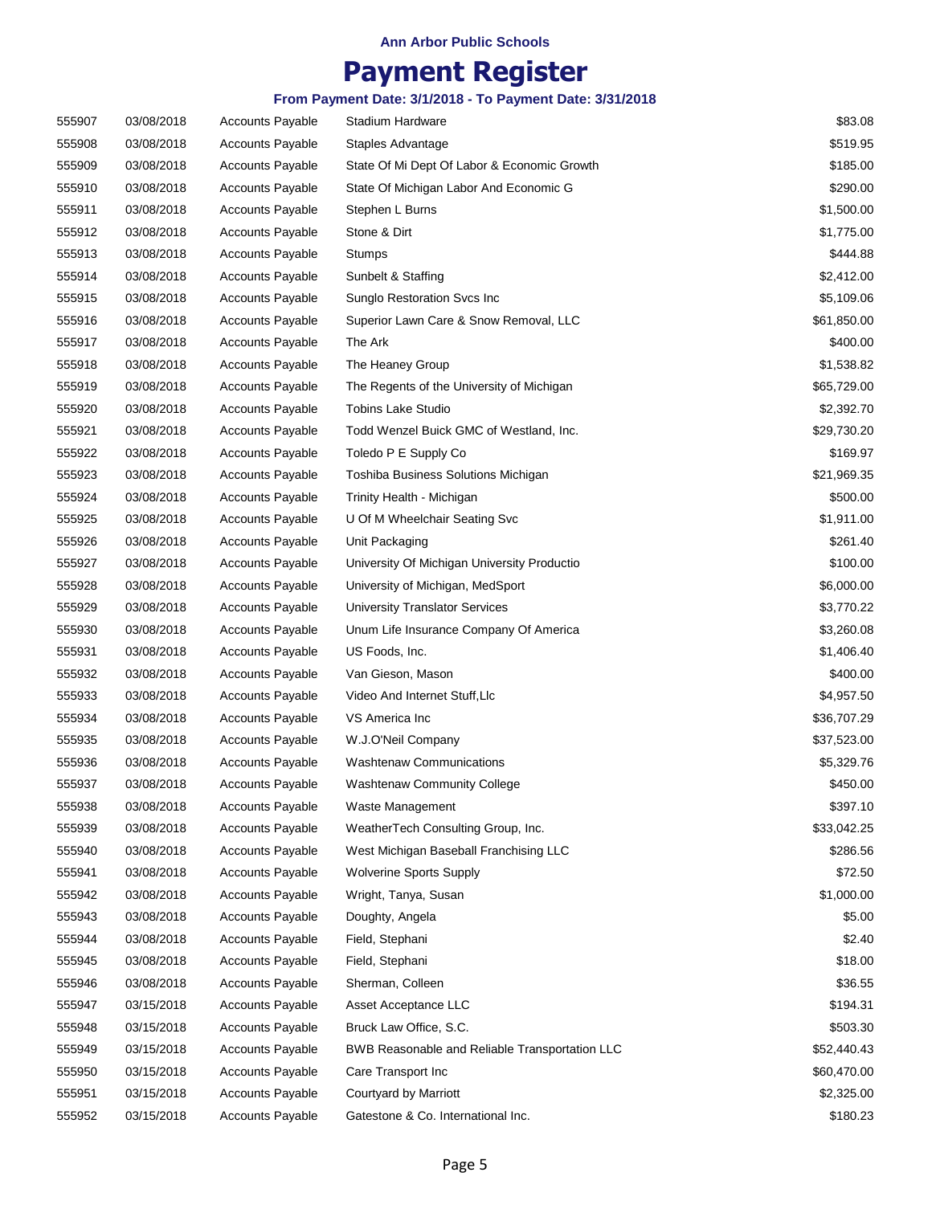Ann Arbor Public Schools

# Payment Register

**From Payment Date: 3/1/2018 - To Payment Date: 3/31/2018**

| | | | | |
|---|---|---|---|---|
| 555907 | 03/08/2018 | Accounts Payable | Stadium Hardware | $83.08 |
| 555908 | 03/08/2018 | Accounts Payable | Staples Advantage | $519.95 |
| 555909 | 03/08/2018 | Accounts Payable | State Of Mi Dept Of Labor & Economic Growth | $185.00 |
| 555910 | 03/08/2018 | Accounts Payable | State Of Michigan Labor And Economic G | $290.00 |
| 555911 | 03/08/2018 | Accounts Payable | Stephen L Burns | $1,500.00 |
| 555912 | 03/08/2018 | Accounts Payable | Stone & Dirt | $1,775.00 |
| 555913 | 03/08/2018 | Accounts Payable | Stumps | $444.88 |
| 555914 | 03/08/2018 | Accounts Payable | Sunbelt & Staffing | $2,412.00 |
| 555915 | 03/08/2018 | Accounts Payable | Sunglo Restoration Svcs Inc | $5,109.06 |
| 555916 | 03/08/2018 | Accounts Payable | Superior Lawn Care & Snow Removal, LLC | $61,850.00 |
| 555917 | 03/08/2018 | Accounts Payable | The Ark | $400.00 |
| 555918 | 03/08/2018 | Accounts Payable | The Heaney Group | $1,538.82 |
| 555919 | 03/08/2018 | Accounts Payable | The Regents of the University of Michigan | $65,729.00 |
| 555920 | 03/08/2018 | Accounts Payable | Tobins Lake Studio | $2,392.70 |
| 555921 | 03/08/2018 | Accounts Payable | Todd Wenzel Buick GMC of Westland, Inc. | $29,730.20 |
| 555922 | 03/08/2018 | Accounts Payable | Toledo P E Supply Co | $169.97 |
| 555923 | 03/08/2018 | Accounts Payable | Toshiba Business Solutions Michigan | $21,969.35 |
| 555924 | 03/08/2018 | Accounts Payable | Trinity Health - Michigan | $500.00 |
| 555925 | 03/08/2018 | Accounts Payable | U Of M Wheelchair Seating Svc | $1,911.00 |
| 555926 | 03/08/2018 | Accounts Payable | Unit Packaging | $261.40 |
| 555927 | 03/08/2018 | Accounts Payable | University Of Michigan University Productio | $100.00 |
| 555928 | 03/08/2018 | Accounts Payable | University of Michigan, MedSport | $6,000.00 |
| 555929 | 03/08/2018 | Accounts Payable | University Translator Services | $3,770.22 |
| 555930 | 03/08/2018 | Accounts Payable | Unum Life Insurance Company Of America | $3,260.08 |
| 555931 | 03/08/2018 | Accounts Payable | US Foods, Inc. | $1,406.40 |
| 555932 | 03/08/2018 | Accounts Payable | Van Gieson, Mason | $400.00 |
| 555933 | 03/08/2018 | Accounts Payable | Video And Internet Stuff,Llc | $4,957.50 |
| 555934 | 03/08/2018 | Accounts Payable | VS America Inc | $36,707.29 |
| 555935 | 03/08/2018 | Accounts Payable | W.J.O'Neil Company | $37,523.00 |
| 555936 | 03/08/2018 | Accounts Payable | Washtenaw Communications | $5,329.76 |
| 555937 | 03/08/2018 | Accounts Payable | Washtenaw Community College | $450.00 |
| 555938 | 03/08/2018 | Accounts Payable | Waste Management | $397.10 |
| 555939 | 03/08/2018 | Accounts Payable | WeatherTech Consulting Group, Inc. | $33,042.25 |
| 555940 | 03/08/2018 | Accounts Payable | West Michigan Baseball Franchising LLC | $286.56 |
| 555941 | 03/08/2018 | Accounts Payable | Wolverine Sports Supply | $72.50 |
| 555942 | 03/08/2018 | Accounts Payable | Wright, Tanya, Susan | $1,000.00 |
| 555943 | 03/08/2018 | Accounts Payable | Doughty, Angela | $5.00 |
| 555944 | 03/08/2018 | Accounts Payable | Field, Stephani | $2.40 |
| 555945 | 03/08/2018 | Accounts Payable | Field, Stephani | $18.00 |
| 555946 | 03/08/2018 | Accounts Payable | Sherman, Colleen | $36.55 |
| 555947 | 03/15/2018 | Accounts Payable | Asset Acceptance LLC | $194.31 |
| 555948 | 03/15/2018 | Accounts Payable | Bruck Law Office, S.C. | $503.30 |
| 555949 | 03/15/2018 | Accounts Payable | BWB Reasonable and Reliable Transportation LLC | $52,440.43 |
| 555950 | 03/15/2018 | Accounts Payable | Care Transport Inc | $60,470.00 |
| 555951 | 03/15/2018 | Accounts Payable | Courtyard by Marriott | $2,325.00 |
| 555952 | 03/15/2018 | Accounts Payable | Gatestone & Co. International Inc. | $180.23 |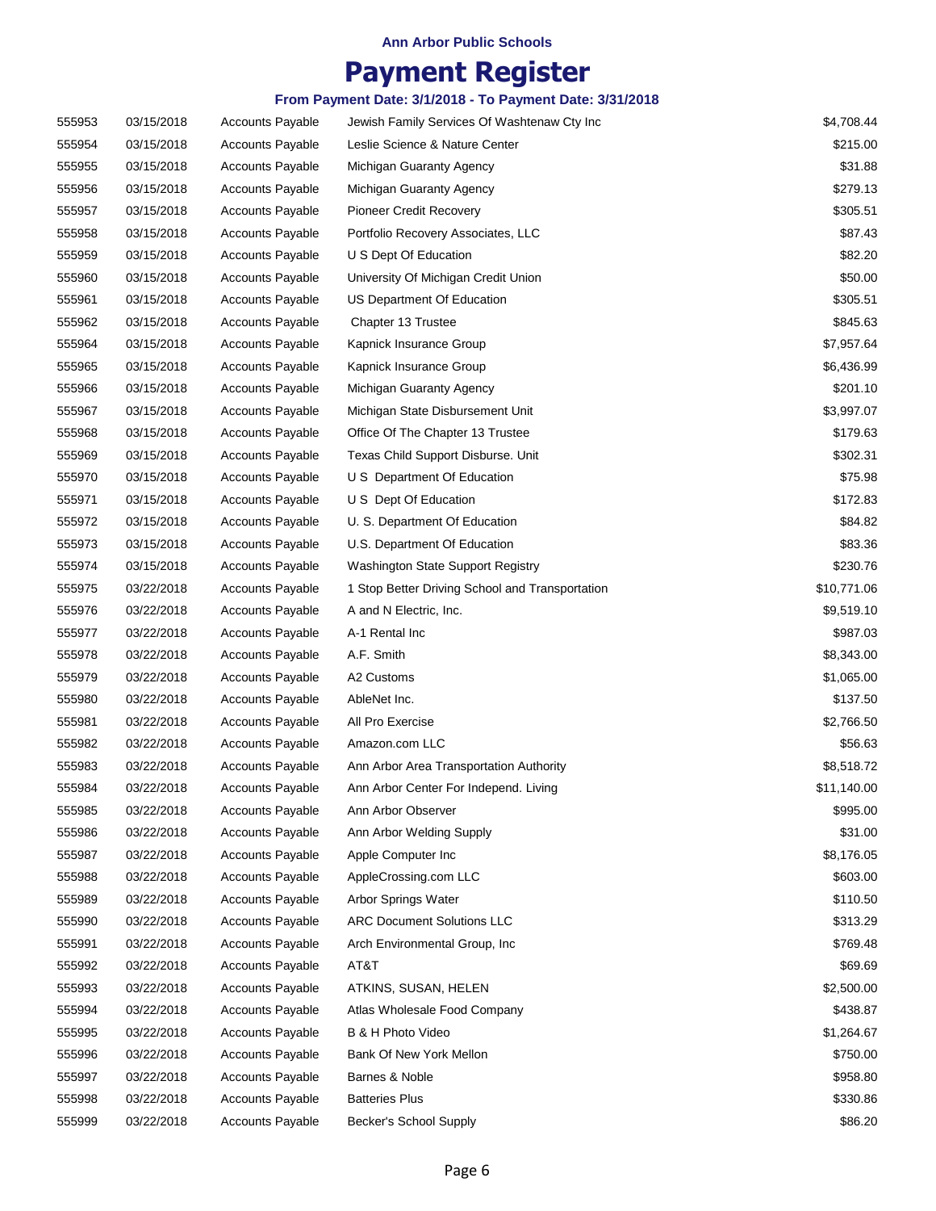Ann Arbor Public Schools

# Payment Register

### From Payment Date: 3/1/2018 - To Payment Date: 3/31/2018

| | | | | |
|---|---|---|---|---|
| 555953 | 03/15/2018 | Accounts Payable | Jewish Family Services Of Washtenaw Cty Inc | $4,708.44 |
| 555954 | 03/15/2018 | Accounts Payable | Leslie Science & Nature Center | $215.00 |
| 555955 | 03/15/2018 | Accounts Payable | Michigan Guaranty Agency | $31.88 |
| 555956 | 03/15/2018 | Accounts Payable | Michigan Guaranty Agency | $279.13 |
| 555957 | 03/15/2018 | Accounts Payable | Pioneer Credit Recovery | $305.51 |
| 555958 | 03/15/2018 | Accounts Payable | Portfolio Recovery Associates, LLC | $87.43 |
| 555959 | 03/15/2018 | Accounts Payable | U S Dept Of Education | $82.20 |
| 555960 | 03/15/2018 | Accounts Payable | University Of Michigan Credit Union | $50.00 |
| 555961 | 03/15/2018 | Accounts Payable | US Department Of Education | $305.51 |
| 555962 | 03/15/2018 | Accounts Payable | Chapter 13 Trustee | $845.63 |
| 555964 | 03/15/2018 | Accounts Payable | Kapnick Insurance Group | $7,957.64 |
| 555965 | 03/15/2018 | Accounts Payable | Kapnick Insurance Group | $6,436.99 |
| 555966 | 03/15/2018 | Accounts Payable | Michigan Guaranty Agency | $201.10 |
| 555967 | 03/15/2018 | Accounts Payable | Michigan State Disbursement Unit | $3,997.07 |
| 555968 | 03/15/2018 | Accounts Payable | Office Of The Chapter 13 Trustee | $179.63 |
| 555969 | 03/15/2018 | Accounts Payable | Texas Child Support Disburse. Unit | $302.31 |
| 555970 | 03/15/2018 | Accounts Payable | U S Department Of Education | $75.98 |
| 555971 | 03/15/2018 | Accounts Payable | U S Dept Of Education | $172.83 |
| 555972 | 03/15/2018 | Accounts Payable | U. S. Department Of Education | $84.82 |
| 555973 | 03/15/2018 | Accounts Payable | U.S. Department Of Education | $83.36 |
| 555974 | 03/15/2018 | Accounts Payable | Washington State Support Registry | $230.76 |
| 555975 | 03/22/2018 | Accounts Payable | 1 Stop Better Driving School and Transportation | $10,771.06 |
| 555976 | 03/22/2018 | Accounts Payable | A and N Electric, Inc. | $9,519.10 |
| 555977 | 03/22/2018 | Accounts Payable | A-1 Rental Inc | $987.03 |
| 555978 | 03/22/2018 | Accounts Payable | A.F. Smith | $8,343.00 |
| 555979 | 03/22/2018 | Accounts Payable | A2 Customs | $1,065.00 |
| 555980 | 03/22/2018 | Accounts Payable | AbleNet Inc. | $137.50 |
| 555981 | 03/22/2018 | Accounts Payable | All Pro Exercise | $2,766.50 |
| 555982 | 03/22/2018 | Accounts Payable | Amazon.com LLC | $56.63 |
| 555983 | 03/22/2018 | Accounts Payable | Ann Arbor Area Transportation Authority | $8,518.72 |
| 555984 | 03/22/2018 | Accounts Payable | Ann Arbor Center For Independ. Living | $11,140.00 |
| 555985 | 03/22/2018 | Accounts Payable | Ann Arbor Observer | $995.00 |
| 555986 | 03/22/2018 | Accounts Payable | Ann Arbor Welding Supply | $31.00 |
| 555987 | 03/22/2018 | Accounts Payable | Apple Computer Inc | $8,176.05 |
| 555988 | 03/22/2018 | Accounts Payable | AppleCrossing.com LLC | $603.00 |
| 555989 | 03/22/2018 | Accounts Payable | Arbor Springs Water | $110.50 |
| 555990 | 03/22/2018 | Accounts Payable | ARC Document Solutions LLC | $313.29 |
| 555991 | 03/22/2018 | Accounts Payable | Arch Environmental Group, Inc | $769.48 |
| 555992 | 03/22/2018 | Accounts Payable | AT&T | $69.69 |
| 555993 | 03/22/2018 | Accounts Payable | ATKINS, SUSAN, HELEN | $2,500.00 |
| 555994 | 03/22/2018 | Accounts Payable | Atlas Wholesale Food Company | $438.87 |
| 555995 | 03/22/2018 | Accounts Payable | B & H Photo Video | $1,264.67 |
| 555996 | 03/22/2018 | Accounts Payable | Bank Of New York Mellon | $750.00 |
| 555997 | 03/22/2018 | Accounts Payable | Barnes & Noble | $958.80 |
| 555998 | 03/22/2018 | Accounts Payable | Batteries Plus | $330.86 |
| 555999 | 03/22/2018 | Accounts Payable | Becker's School Supply | $86.20 |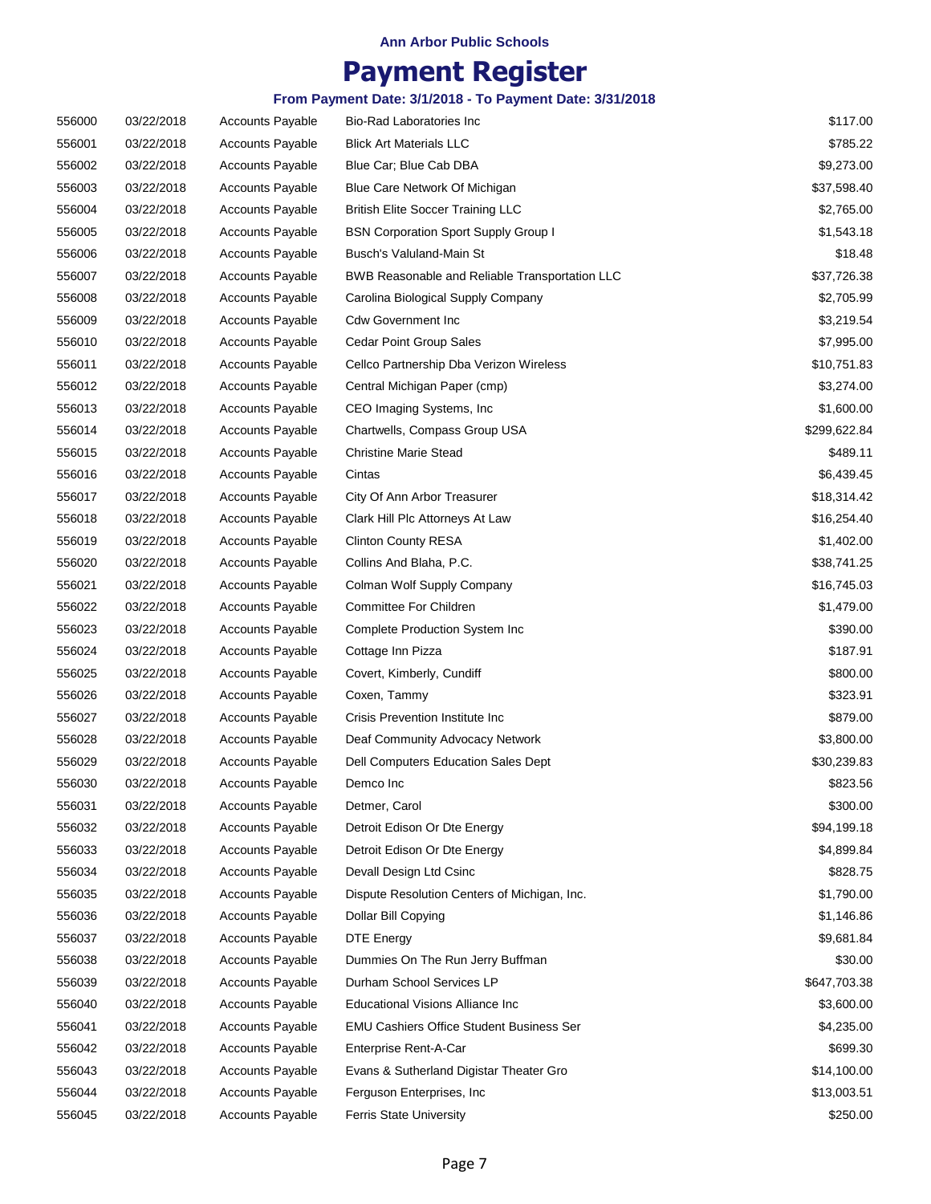**Ann Arbor Public Schools**

# Payment Register

**From Payment Date: 3/1/2018 - To Payment Date: 3/31/2018**

| | | | | |
|---|---|---|---|---|
| 556000 | 03/22/2018 | Accounts Payable | Bio-Rad Laboratories Inc | $117.00 |
| 556001 | 03/22/2018 | Accounts Payable | Blick Art Materials LLC | $785.22 |
| 556002 | 03/22/2018 | Accounts Payable | Blue Car; Blue Cab DBA | $9,273.00 |
| 556003 | 03/22/2018 | Accounts Payable | Blue Care Network Of Michigan | $37,598.40 |
| 556004 | 03/22/2018 | Accounts Payable | British Elite Soccer Training LLC | $2,765.00 |
| 556005 | 03/22/2018 | Accounts Payable | BSN Corporation Sport Supply Group I | $1,543.18 |
| 556006 | 03/22/2018 | Accounts Payable | Busch's Valuland-Main St | $18.48 |
| 556007 | 03/22/2018 | Accounts Payable | BWB Reasonable and Reliable Transportation LLC | $37,726.38 |
| 556008 | 03/22/2018 | Accounts Payable | Carolina Biological Supply Company | $2,705.99 |
| 556009 | 03/22/2018 | Accounts Payable | Cdw Government Inc | $3,219.54 |
| 556010 | 03/22/2018 | Accounts Payable | Cedar Point Group Sales | $7,995.00 |
| 556011 | 03/22/2018 | Accounts Payable | Cellco Partnership Dba Verizon Wireless | $10,751.83 |
| 556012 | 03/22/2018 | Accounts Payable | Central Michigan Paper (cmp) | $3,274.00 |
| 556013 | 03/22/2018 | Accounts Payable | CEO Imaging Systems, Inc | $1,600.00 |
| 556014 | 03/22/2018 | Accounts Payable | Chartwells, Compass Group USA | $299,622.84 |
| 556015 | 03/22/2018 | Accounts Payable | Christine Marie Stead | $489.11 |
| 556016 | 03/22/2018 | Accounts Payable | Cintas | $6,439.45 |
| 556017 | 03/22/2018 | Accounts Payable | City Of Ann Arbor Treasurer | $18,314.42 |
| 556018 | 03/22/2018 | Accounts Payable | Clark Hill Plc Attorneys At Law | $16,254.40 |
| 556019 | 03/22/2018 | Accounts Payable | Clinton County RESA | $1,402.00 |
| 556020 | 03/22/2018 | Accounts Payable | Collins And Blaha, P.C. | $38,741.25 |
| 556021 | 03/22/2018 | Accounts Payable | Colman Wolf Supply Company | $16,745.03 |
| 556022 | 03/22/2018 | Accounts Payable | Committee For Children | $1,479.00 |
| 556023 | 03/22/2018 | Accounts Payable | Complete Production System Inc | $390.00 |
| 556024 | 03/22/2018 | Accounts Payable | Cottage Inn Pizza | $187.91 |
| 556025 | 03/22/2018 | Accounts Payable | Covert, Kimberly, Cundiff | $800.00 |
| 556026 | 03/22/2018 | Accounts Payable | Coxen, Tammy | $323.91 |
| 556027 | 03/22/2018 | Accounts Payable | Crisis Prevention Institute Inc | $879.00 |
| 556028 | 03/22/2018 | Accounts Payable | Deaf Community Advocacy Network | $3,800.00 |
| 556029 | 03/22/2018 | Accounts Payable | Dell Computers Education Sales Dept | $30,239.83 |
| 556030 | 03/22/2018 | Accounts Payable | Demco Inc | $823.56 |
| 556031 | 03/22/2018 | Accounts Payable | Detmer, Carol | $300.00 |
| 556032 | 03/22/2018 | Accounts Payable | Detroit Edison Or Dte Energy | $94,199.18 |
| 556033 | 03/22/2018 | Accounts Payable | Detroit Edison Or Dte Energy | $4,899.84 |
| 556034 | 03/22/2018 | Accounts Payable | Devall Design Ltd Csinc | $828.75 |
| 556035 | 03/22/2018 | Accounts Payable | Dispute Resolution Centers of Michigan, Inc. | $1,790.00 |
| 556036 | 03/22/2018 | Accounts Payable | Dollar Bill Copying | $1,146.86 |
| 556037 | 03/22/2018 | Accounts Payable | DTE Energy | $9,681.84 |
| 556038 | 03/22/2018 | Accounts Payable | Dummies On The Run Jerry Buffman | $30.00 |
| 556039 | 03/22/2018 | Accounts Payable | Durham School Services LP | $647,703.38 |
| 556040 | 03/22/2018 | Accounts Payable | Educational Visions Alliance Inc | $3,600.00 |
| 556041 | 03/22/2018 | Accounts Payable | EMU Cashiers Office Student Business Ser | $4,235.00 |
| 556042 | 03/22/2018 | Accounts Payable | Enterprise Rent-A-Car | $699.30 |
| 556043 | 03/22/2018 | Accounts Payable | Evans & Sutherland Digistar Theater Gro | $14,100.00 |
| 556044 | 03/22/2018 | Accounts Payable | Ferguson Enterprises, Inc | $13,003.51 |
| 556045 | 03/22/2018 | Accounts Payable | Ferris State University | $250.00 |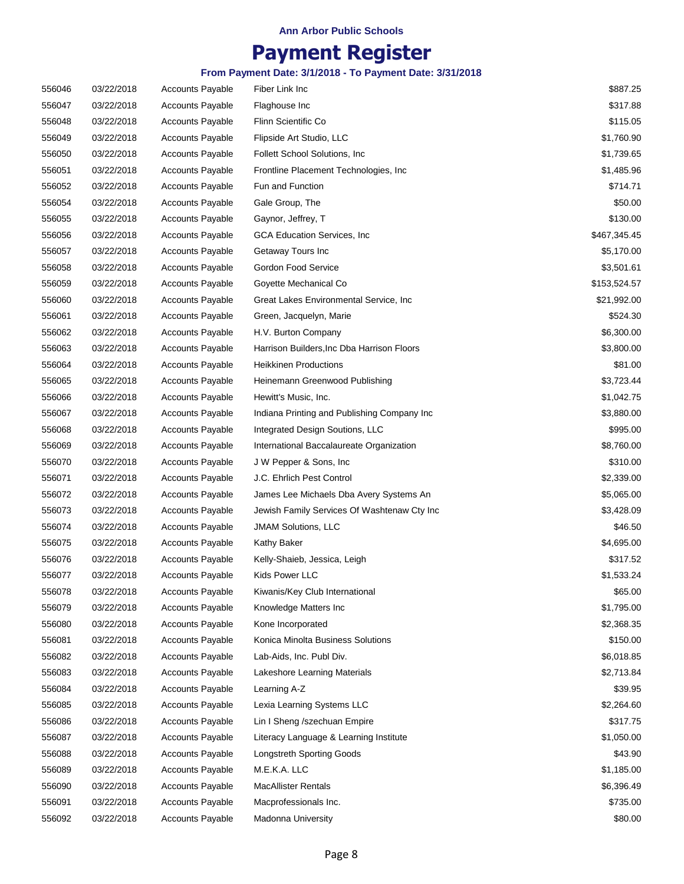**Ann Arbor Public Schools**

# Payment Register

**From Payment Date: 3/1/2018 - To Payment Date: 3/31/2018**

| | | | | |
|---|---|---|---|---|
| 556046 | 03/22/2018 | Accounts Payable | Fiber Link Inc | $887.25 |
| 556047 | 03/22/2018 | Accounts Payable | Flaghouse Inc | $317.88 |
| 556048 | 03/22/2018 | Accounts Payable | Flinn Scientific Co | $115.05 |
| 556049 | 03/22/2018 | Accounts Payable | Flipside Art Studio, LLC | $1,760.90 |
| 556050 | 03/22/2018 | Accounts Payable | Follett School Solutions, Inc | $1,739.65 |
| 556051 | 03/22/2018 | Accounts Payable | Frontline Placement Technologies, Inc | $1,485.96 |
| 556052 | 03/22/2018 | Accounts Payable | Fun and Function | $714.71 |
| 556054 | 03/22/2018 | Accounts Payable | Gale Group, The | $50.00 |
| 556055 | 03/22/2018 | Accounts Payable | Gaynor, Jeffrey, T | $130.00 |
| 556056 | 03/22/2018 | Accounts Payable | GCA Education Services, Inc | $467,345.45 |
| 556057 | 03/22/2018 | Accounts Payable | Getaway Tours Inc | $5,170.00 |
| 556058 | 03/22/2018 | Accounts Payable | Gordon Food Service | $3,501.61 |
| 556059 | 03/22/2018 | Accounts Payable | Goyette Mechanical Co | $153,524.57 |
| 556060 | 03/22/2018 | Accounts Payable | Great Lakes Environmental Service, Inc | $21,992.00 |
| 556061 | 03/22/2018 | Accounts Payable | Green, Jacquelyn, Marie | $524.30 |
| 556062 | 03/22/2018 | Accounts Payable | H.V. Burton Company | $6,300.00 |
| 556063 | 03/22/2018 | Accounts Payable | Harrison Builders,Inc Dba Harrison Floors | $3,800.00 |
| 556064 | 03/22/2018 | Accounts Payable | Heikkinen Productions | $81.00 |
| 556065 | 03/22/2018 | Accounts Payable | Heinemann Greenwood Publishing | $3,723.44 |
| 556066 | 03/22/2018 | Accounts Payable | Hewitt's Music, Inc. | $1,042.75 |
| 556067 | 03/22/2018 | Accounts Payable | Indiana Printing and Publishing Company Inc | $3,880.00 |
| 556068 | 03/22/2018 | Accounts Payable | Integrated Design Soutions, LLC | $995.00 |
| 556069 | 03/22/2018 | Accounts Payable | International Baccalaureate Organization | $8,760.00 |
| 556070 | 03/22/2018 | Accounts Payable | J W Pepper & Sons, Inc | $310.00 |
| 556071 | 03/22/2018 | Accounts Payable | J.C. Ehrlich Pest Control | $2,339.00 |
| 556072 | 03/22/2018 | Accounts Payable | James Lee Michaels Dba Avery Systems An | $5,065.00 |
| 556073 | 03/22/2018 | Accounts Payable | Jewish Family Services Of Washtenaw Cty Inc | $3,428.09 |
| 556074 | 03/22/2018 | Accounts Payable | JMAM Solutions, LLC | $46.50 |
| 556075 | 03/22/2018 | Accounts Payable | Kathy Baker | $4,695.00 |
| 556076 | 03/22/2018 | Accounts Payable | Kelly-Shaieb, Jessica, Leigh | $317.52 |
| 556077 | 03/22/2018 | Accounts Payable | Kids Power LLC | $1,533.24 |
| 556078 | 03/22/2018 | Accounts Payable | Kiwanis/Key Club International | $65.00 |
| 556079 | 03/22/2018 | Accounts Payable | Knowledge Matters Inc | $1,795.00 |
| 556080 | 03/22/2018 | Accounts Payable | Kone Incorporated | $2,368.35 |
| 556081 | 03/22/2018 | Accounts Payable | Konica Minolta Business Solutions | $150.00 |
| 556082 | 03/22/2018 | Accounts Payable | Lab-Aids, Inc. Publ Div. | $6,018.85 |
| 556083 | 03/22/2018 | Accounts Payable | Lakeshore Learning Materials | $2,713.84 |
| 556084 | 03/22/2018 | Accounts Payable | Learning A-Z | $39.95 |
| 556085 | 03/22/2018 | Accounts Payable | Lexia Learning Systems LLC | $2,264.60 |
| 556086 | 03/22/2018 | Accounts Payable | Lin I Sheng /szechuan Empire | $317.75 |
| 556087 | 03/22/2018 | Accounts Payable | Literacy Language & Learning Institute | $1,050.00 |
| 556088 | 03/22/2018 | Accounts Payable | Longstreth Sporting Goods | $43.90 |
| 556089 | 03/22/2018 | Accounts Payable | M.E.K.A. LLC | $1,185.00 |
| 556090 | 03/22/2018 | Accounts Payable | MacAllister Rentals | $6,396.49 |
| 556091 | 03/22/2018 | Accounts Payable | Macprofessionals Inc. | $735.00 |
| 556092 | 03/22/2018 | Accounts Payable | Madonna University | $80.00 |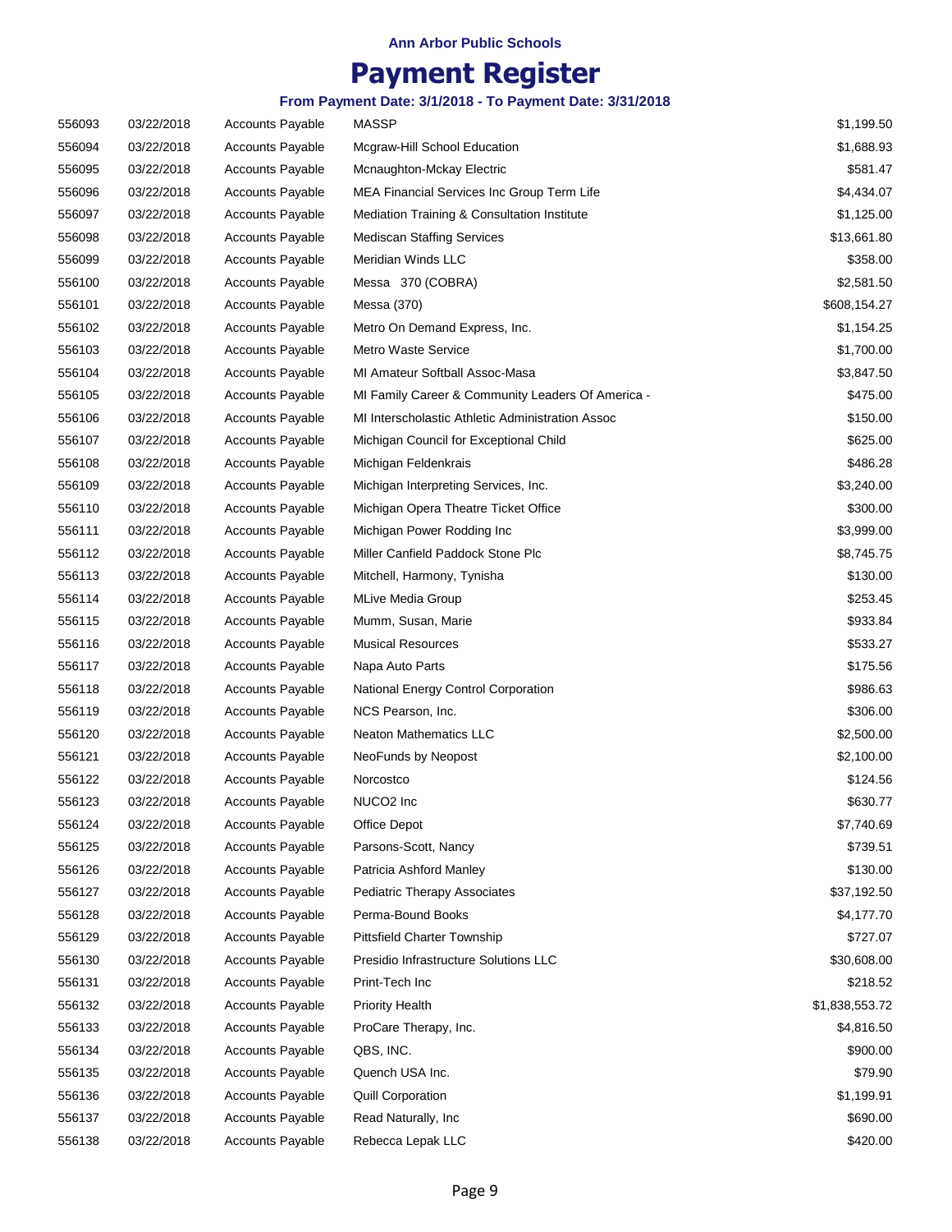Ann Arbor Public Schools

# Payment Register

### From Payment Date: 3/1/2018 - To Payment Date: 3/31/2018

| | | | | |
|---|---|---|---|---|
| 556093 | 03/22/2018 | Accounts Payable | MASSP | $1,199.50 |
| 556094 | 03/22/2018 | Accounts Payable | Mcgraw-Hill School Education | $1,688.93 |
| 556095 | 03/22/2018 | Accounts Payable | Mcnaughton-Mckay Electric | $581.47 |
| 556096 | 03/22/2018 | Accounts Payable | MEA Financial Services Inc Group Term Life | $4,434.07 |
| 556097 | 03/22/2018 | Accounts Payable | Mediation Training & Consultation Institute | $1,125.00 |
| 556098 | 03/22/2018 | Accounts Payable | Mediscan Staffing Services | $13,661.80 |
| 556099 | 03/22/2018 | Accounts Payable | Meridian Winds LLC | $358.00 |
| 556100 | 03/22/2018 | Accounts Payable | Messa 370 (COBRA) | $2,581.50 |
| 556101 | 03/22/2018 | Accounts Payable | Messa (370) | $608,154.27 |
| 556102 | 03/22/2018 | Accounts Payable | Metro On Demand Express, Inc. | $1,154.25 |
| 556103 | 03/22/2018 | Accounts Payable | Metro Waste Service | $1,700.00 |
| 556104 | 03/22/2018 | Accounts Payable | MI Amateur Softball Assoc-Masa | $3,847.50 |
| 556105 | 03/22/2018 | Accounts Payable | MI Family Career & Community Leaders Of America - | $475.00 |
| 556106 | 03/22/2018 | Accounts Payable | MI Interscholastic Athletic Administration Assoc | $150.00 |
| 556107 | 03/22/2018 | Accounts Payable | Michigan Council for Exceptional Child | $625.00 |
| 556108 | 03/22/2018 | Accounts Payable | Michigan Feldenkrais | $486.28 |
| 556109 | 03/22/2018 | Accounts Payable | Michigan Interpreting Services, Inc. | $3,240.00 |
| 556110 | 03/22/2018 | Accounts Payable | Michigan Opera Theatre Ticket Office | $300.00 |
| 556111 | 03/22/2018 | Accounts Payable | Michigan Power Rodding Inc | $3,999.00 |
| 556112 | 03/22/2018 | Accounts Payable | Miller Canfield Paddock Stone Plc | $8,745.75 |
| 556113 | 03/22/2018 | Accounts Payable | Mitchell, Harmony, Tynisha | $130.00 |
| 556114 | 03/22/2018 | Accounts Payable | MLive Media Group | $253.45 |
| 556115 | 03/22/2018 | Accounts Payable | Mumm, Susan, Marie | $933.84 |
| 556116 | 03/22/2018 | Accounts Payable | Musical Resources | $533.27 |
| 556117 | 03/22/2018 | Accounts Payable | Napa Auto Parts | $175.56 |
| 556118 | 03/22/2018 | Accounts Payable | National Energy Control Corporation | $986.63 |
| 556119 | 03/22/2018 | Accounts Payable | NCS Pearson, Inc. | $306.00 |
| 556120 | 03/22/2018 | Accounts Payable | Neaton Mathematics LLC | $2,500.00 |
| 556121 | 03/22/2018 | Accounts Payable | NeoFunds by Neopost | $2,100.00 |
| 556122 | 03/22/2018 | Accounts Payable | Norcostco | $124.56 |
| 556123 | 03/22/2018 | Accounts Payable | NUCO2 Inc | $630.77 |
| 556124 | 03/22/2018 | Accounts Payable | Office Depot | $7,740.69 |
| 556125 | 03/22/2018 | Accounts Payable | Parsons-Scott, Nancy | $739.51 |
| 556126 | 03/22/2018 | Accounts Payable | Patricia Ashford Manley | $130.00 |
| 556127 | 03/22/2018 | Accounts Payable | Pediatric Therapy Associates | $37,192.50 |
| 556128 | 03/22/2018 | Accounts Payable | Perma-Bound Books | $4,177.70 |
| 556129 | 03/22/2018 | Accounts Payable | Pittsfield Charter Township | $727.07 |
| 556130 | 03/22/2018 | Accounts Payable | Presidio Infrastructure Solutions LLC | $30,608.00 |
| 556131 | 03/22/2018 | Accounts Payable | Print-Tech Inc | $218.52 |
| 556132 | 03/22/2018 | Accounts Payable | Priority Health | $1,838,553.72 |
| 556133 | 03/22/2018 | Accounts Payable | ProCare Therapy, Inc. | $4,816.50 |
| 556134 | 03/22/2018 | Accounts Payable | QBS, INC. | $900.00 |
| 556135 | 03/22/2018 | Accounts Payable | Quench USA Inc. | $79.90 |
| 556136 | 03/22/2018 | Accounts Payable | Quill Corporation | $1,199.91 |
| 556137 | 03/22/2018 | Accounts Payable | Read Naturally, Inc | $690.00 |
| 556138 | 03/22/2018 | Accounts Payable | Rebecca Lepak LLC | $420.00 |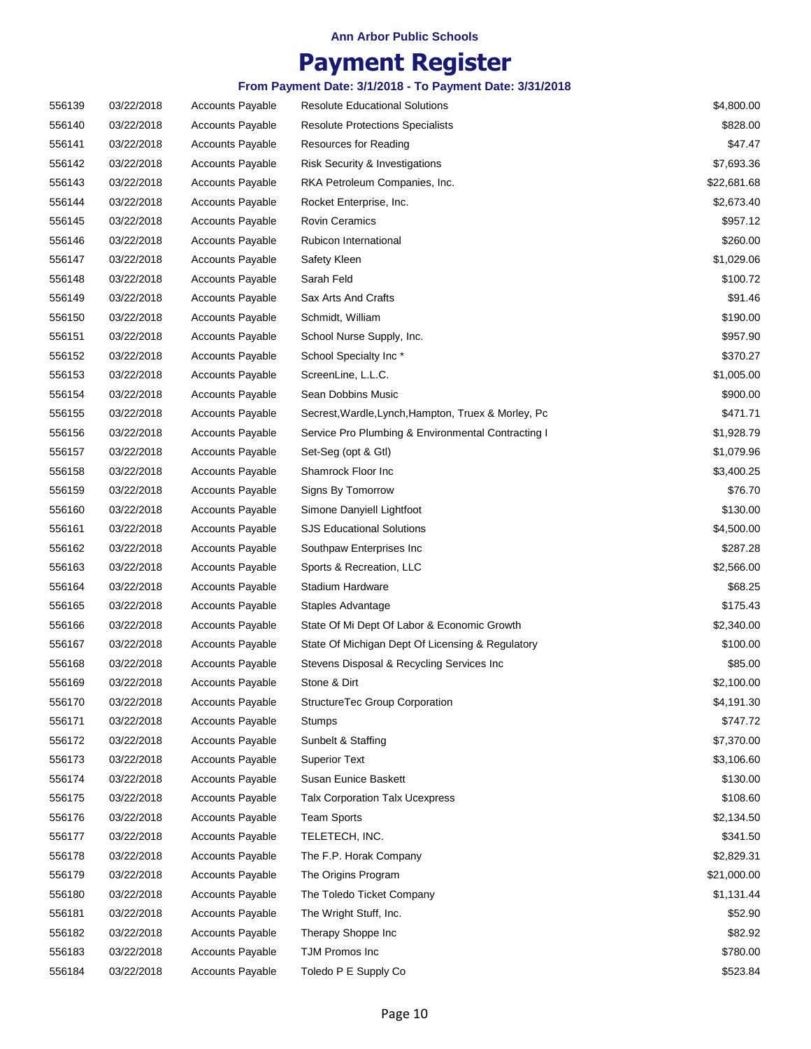**Ann Arbor Public Schools**

# Payment Register

**From Payment Date: 3/1/2018 - To Payment Date: 3/31/2018**

| | | | | |
|---|---|---|---|---|
| 556139 | 03/22/2018 | Accounts Payable | Resolute Educational Solutions | $4,800.00 |
| 556140 | 03/22/2018 | Accounts Payable | Resolute Protections Specialists | $828.00 |
| 556141 | 03/22/2018 | Accounts Payable | Resources for Reading | $47.47 |
| 556142 | 03/22/2018 | Accounts Payable | Risk Security & Investigations | $7,693.36 |
| 556143 | 03/22/2018 | Accounts Payable | RKA Petroleum Companies, Inc. | $22,681.68 |
| 556144 | 03/22/2018 | Accounts Payable | Rocket Enterprise, Inc. | $2,673.40 |
| 556145 | 03/22/2018 | Accounts Payable | Rovin Ceramics | $957.12 |
| 556146 | 03/22/2018 | Accounts Payable | Rubicon International | $260.00 |
| 556147 | 03/22/2018 | Accounts Payable | Safety Kleen | $1,029.06 |
| 556148 | 03/22/2018 | Accounts Payable | Sarah Feld | $100.72 |
| 556149 | 03/22/2018 | Accounts Payable | Sax Arts And Crafts | $91.46 |
| 556150 | 03/22/2018 | Accounts Payable | Schmidt, William | $190.00 |
| 556151 | 03/22/2018 | Accounts Payable | School Nurse Supply, Inc. | $957.90 |
| 556152 | 03/22/2018 | Accounts Payable | School Specialty Inc * | $370.27 |
| 556153 | 03/22/2018 | Accounts Payable | ScreenLine, L.L.C. | $1,005.00 |
| 556154 | 03/22/2018 | Accounts Payable | Sean Dobbins Music | $900.00 |
| 556155 | 03/22/2018 | Accounts Payable | Secrest,Wardle,Lynch,Hampton, Truex & Morley, Pc | $471.71 |
| 556156 | 03/22/2018 | Accounts Payable | Service Pro Plumbing & Environmental Contracting I | $1,928.79 |
| 556157 | 03/22/2018 | Accounts Payable | Set-Seg (opt & Gtl) | $1,079.96 |
| 556158 | 03/22/2018 | Accounts Payable | Shamrock Floor Inc | $3,400.25 |
| 556159 | 03/22/2018 | Accounts Payable | Signs By Tomorrow | $76.70 |
| 556160 | 03/22/2018 | Accounts Payable | Simone Danyiell Lightfoot | $130.00 |
| 556161 | 03/22/2018 | Accounts Payable | SJS Educational Solutions | $4,500.00 |
| 556162 | 03/22/2018 | Accounts Payable | Southpaw Enterprises Inc | $287.28 |
| 556163 | 03/22/2018 | Accounts Payable | Sports & Recreation, LLC | $2,566.00 |
| 556164 | 03/22/2018 | Accounts Payable | Stadium Hardware | $68.25 |
| 556165 | 03/22/2018 | Accounts Payable | Staples Advantage | $175.43 |
| 556166 | 03/22/2018 | Accounts Payable | State Of Mi Dept Of Labor & Economic Growth | $2,340.00 |
| 556167 | 03/22/2018 | Accounts Payable | State Of Michigan Dept Of Licensing & Regulatory | $100.00 |
| 556168 | 03/22/2018 | Accounts Payable | Stevens Disposal & Recycling Services Inc | $85.00 |
| 556169 | 03/22/2018 | Accounts Payable | Stone & Dirt | $2,100.00 |
| 556170 | 03/22/2018 | Accounts Payable | StructureTec Group Corporation | $4,191.30 |
| 556171 | 03/22/2018 | Accounts Payable | Stumps | $747.72 |
| 556172 | 03/22/2018 | Accounts Payable | Sunbelt & Staffing | $7,370.00 |
| 556173 | 03/22/2018 | Accounts Payable | Superior Text | $3,106.60 |
| 556174 | 03/22/2018 | Accounts Payable | Susan Eunice Baskett | $130.00 |
| 556175 | 03/22/2018 | Accounts Payable | Talx Corporation Talx Ucexpress | $108.60 |
| 556176 | 03/22/2018 | Accounts Payable | Team Sports | $2,134.50 |
| 556177 | 03/22/2018 | Accounts Payable | TELETECH, INC. | $341.50 |
| 556178 | 03/22/2018 | Accounts Payable | The F.P. Horak Company | $2,829.31 |
| 556179 | 03/22/2018 | Accounts Payable | The Origins Program | $21,000.00 |
| 556180 | 03/22/2018 | Accounts Payable | The Toledo Ticket Company | $1,131.44 |
| 556181 | 03/22/2018 | Accounts Payable | The Wright Stuff, Inc. | $52.90 |
| 556182 | 03/22/2018 | Accounts Payable | Therapy Shoppe Inc | $82.92 |
| 556183 | 03/22/2018 | Accounts Payable | TJM Promos Inc | $780.00 |
| 556184 | 03/22/2018 | Accounts Payable | Toledo P E Supply Co | $523.84 |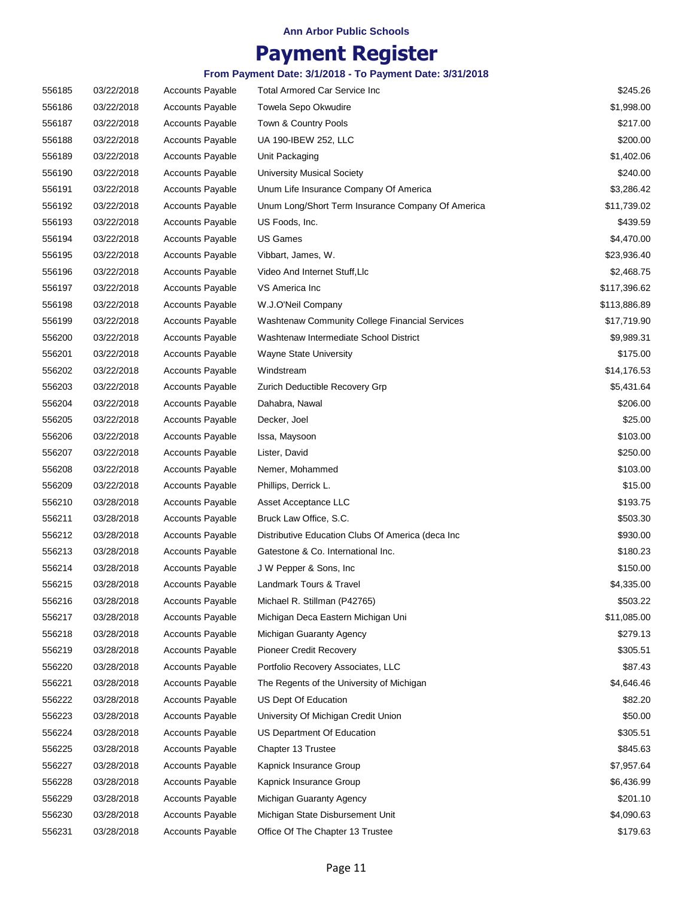**Ann Arbor Public Schools**

# Payment Register

**From Payment Date: 3/1/2018 - To Payment Date: 3/31/2018**

| | | | | |
|---|---|---|---|---|
| 556185 | 03/22/2018 | Accounts Payable | Total Armored Car Service Inc | $245.26 |
| 556186 | 03/22/2018 | Accounts Payable | Towela Sepo Okwudire | $1,998.00 |
| 556187 | 03/22/2018 | Accounts Payable | Town & Country Pools | $217.00 |
| 556188 | 03/22/2018 | Accounts Payable | UA 190-IBEW 252, LLC | $200.00 |
| 556189 | 03/22/2018 | Accounts Payable | Unit Packaging | $1,402.06 |
| 556190 | 03/22/2018 | Accounts Payable | University Musical Society | $240.00 |
| 556191 | 03/22/2018 | Accounts Payable | Unum Life Insurance Company Of America | $3,286.42 |
| 556192 | 03/22/2018 | Accounts Payable | Unum Long/Short Term Insurance Company Of America | $11,739.02 |
| 556193 | 03/22/2018 | Accounts Payable | US Foods, Inc. | $439.59 |
| 556194 | 03/22/2018 | Accounts Payable | US Games | $4,470.00 |
| 556195 | 03/22/2018 | Accounts Payable | Vibbart, James, W. | $23,936.40 |
| 556196 | 03/22/2018 | Accounts Payable | Video And Internet Stuff,Llc | $2,468.75 |
| 556197 | 03/22/2018 | Accounts Payable | VS America Inc | $117,396.62 |
| 556198 | 03/22/2018 | Accounts Payable | W.J.O'Neil Company | $113,886.89 |
| 556199 | 03/22/2018 | Accounts Payable | Washtenaw Community College Financial Services | $17,719.90 |
| 556200 | 03/22/2018 | Accounts Payable | Washtenaw Intermediate School District | $9,989.31 |
| 556201 | 03/22/2018 | Accounts Payable | Wayne State University | $175.00 |
| 556202 | 03/22/2018 | Accounts Payable | Windstream | $14,176.53 |
| 556203 | 03/22/2018 | Accounts Payable | Zurich Deductible Recovery Grp | $5,431.64 |
| 556204 | 03/22/2018 | Accounts Payable | Dahabra, Nawal | $206.00 |
| 556205 | 03/22/2018 | Accounts Payable | Decker, Joel | $25.00 |
| 556206 | 03/22/2018 | Accounts Payable | Issa, Maysoon | $103.00 |
| 556207 | 03/22/2018 | Accounts Payable | Lister, David | $250.00 |
| 556208 | 03/22/2018 | Accounts Payable | Nemer, Mohammed | $103.00 |
| 556209 | 03/22/2018 | Accounts Payable | Phillips, Derrick L. | $15.00 |
| 556210 | 03/28/2018 | Accounts Payable | Asset Acceptance LLC | $193.75 |
| 556211 | 03/28/2018 | Accounts Payable | Bruck Law Office, S.C. | $503.30 |
| 556212 | 03/28/2018 | Accounts Payable | Distributive Education Clubs Of America (deca Inc | $930.00 |
| 556213 | 03/28/2018 | Accounts Payable | Gatestone & Co. International Inc. | $180.23 |
| 556214 | 03/28/2018 | Accounts Payable | J W Pepper & Sons, Inc | $150.00 |
| 556215 | 03/28/2018 | Accounts Payable | Landmark Tours & Travel | $4,335.00 |
| 556216 | 03/28/2018 | Accounts Payable | Michael R. Stillman (P42765) | $503.22 |
| 556217 | 03/28/2018 | Accounts Payable | Michigan Deca Eastern Michigan Uni | $11,085.00 |
| 556218 | 03/28/2018 | Accounts Payable | Michigan Guaranty Agency | $279.13 |
| 556219 | 03/28/2018 | Accounts Payable | Pioneer Credit Recovery | $305.51 |
| 556220 | 03/28/2018 | Accounts Payable | Portfolio Recovery Associates, LLC | $87.43 |
| 556221 | 03/28/2018 | Accounts Payable | The Regents of the University of Michigan | $4,646.46 |
| 556222 | 03/28/2018 | Accounts Payable | US Dept Of Education | $82.20 |
| 556223 | 03/28/2018 | Accounts Payable | University Of Michigan Credit Union | $50.00 |
| 556224 | 03/28/2018 | Accounts Payable | US Department Of Education | $305.51 |
| 556225 | 03/28/2018 | Accounts Payable | Chapter 13 Trustee | $845.63 |
| 556227 | 03/28/2018 | Accounts Payable | Kapnick Insurance Group | $7,957.64 |
| 556228 | 03/28/2018 | Accounts Payable | Kapnick Insurance Group | $6,436.99 |
| 556229 | 03/28/2018 | Accounts Payable | Michigan Guaranty Agency | $201.10 |
| 556230 | 03/28/2018 | Accounts Payable | Michigan State Disbursement Unit | $4,090.63 |
| 556231 | 03/28/2018 | Accounts Payable | Office Of The Chapter 13 Trustee | $179.63 |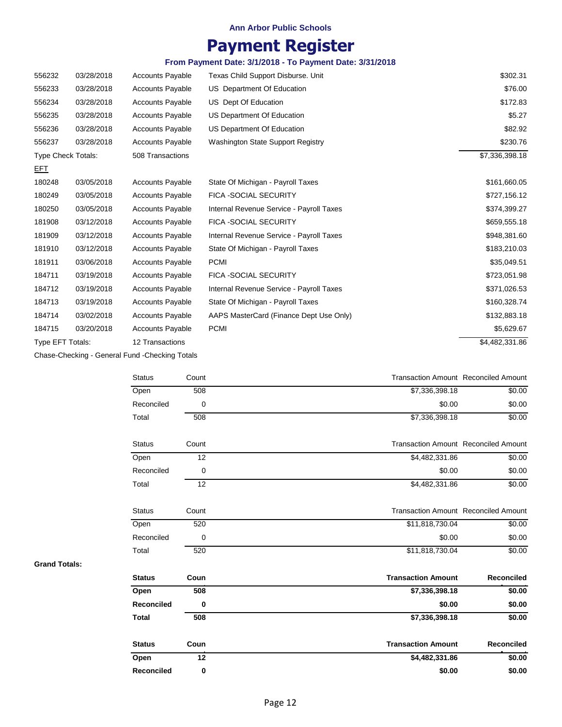# Ann Arbor Public Schools

# Payment Register

### From Payment Date: 3/1/2018 - To Payment Date: 3/31/2018

| | | | | |
|---|---|---|---|---|
| 556232 | 03/28/2018 | Accounts Payable | Texas Child Support Disburse. Unit | $302.31 |
| 556233 | 03/28/2018 | Accounts Payable | US Department Of Education | $76.00 |
| 556234 | 03/28/2018 | Accounts Payable | US Dept Of Education | $172.83 |
| 556235 | 03/28/2018 | Accounts Payable | US Department Of Education | $5.27 |
| 556236 | 03/28/2018 | Accounts Payable | US Department Of Education | $82.92 |
| 556237 | 03/28/2018 | Accounts Payable | Washington State Support Registry | $230.76 |
| Type Check Totals: | | 508 Transactions | | $7,336,398.18 |

EFT

| | | | | |
|---|---|---|---|---|
| 180248 | 03/05/2018 | Accounts Payable | State Of Michigan - Payroll Taxes | $161,660.05 |
| 180249 | 03/05/2018 | Accounts Payable | FICA -SOCIAL SECURITY | $727,156.12 |
| 180250 | 03/05/2018 | Accounts Payable | Internal Revenue Service - Payroll Taxes | $374,399.27 |
| 181908 | 03/12/2018 | Accounts Payable | FICA -SOCIAL SECURITY | $659,555.18 |
| 181909 | 03/12/2018 | Accounts Payable | Internal Revenue Service - Payroll Taxes | $948,381.60 |
| 181910 | 03/12/2018 | Accounts Payable | State Of Michigan - Payroll Taxes | $183,210.03 |
| 181911 | 03/06/2018 | Accounts Payable | PCMI | $35,049.51 |
| 184711 | 03/19/2018 | Accounts Payable | FICA -SOCIAL SECURITY | $723,051.98 |
| 184712 | 03/19/2018 | Accounts Payable | Internal Revenue Service - Payroll Taxes | $371,026.53 |
| 184713 | 03/19/2018 | Accounts Payable | State Of Michigan - Payroll Taxes | $160,328.74 |
| 184714 | 03/02/2018 | Accounts Payable | AAPS MasterCard (Finance Dept Use Only) | $132,883.18 |
| 184715 | 03/20/2018 | Accounts Payable | PCMI | $5,629.67 |
| Type EFT Totals: | | 12 Transactions | | $4,482,331.86 |

Chase-Checking - General Fund -Checking Totals

| Status | Count | Transaction Amount | Reconciled Amount |
|---|---|---|---|
| Open | 508 | $7,336,398.18 | $0.00 |
| Reconciled | 0 | $0.00 | $0.00 |
| Total | 508 | $7,336,398.18 | $0.00 |

| Status | Count | Transaction Amount | Reconciled Amount |
|---|---|---|---|
| Open | 12 | $4,482,331.86 | $0.00 |
| Reconciled | 0 | $0.00 | $0.00 |
| Total | 12 | $4,482,331.86 | $0.00 |

| Status | Count | Transaction Amount | Reconciled Amount |
|---|---|---|---|
| Open | 520 | $11,818,730.04 | $0.00 |
| Reconciled | 0 | $0.00 | $0.00 |
| Total | 520 | $11,818,730.04 | $0.00 |

**Grand Totals:**

| **Status** | **Coun** | **Transaction Amount** | **Reconciled** |
|---|---|---|---|
| **Open** | **508** | **$7,336,398.18** | **$0.00** |
| **Reconciled** | **0** | **$0.00** | **$0.00** |
| **Total** | **508** | **$7,336,398.18** | **$0.00** |

| **Status** | **Coun** | **Transaction Amount** | **Reconciled** |
|---|---|---|---|
| **Open** | **12** | **$4,482,331.86** | **$0.00** |
| **Reconciled** | **0** | **$0.00** | **$0.00** |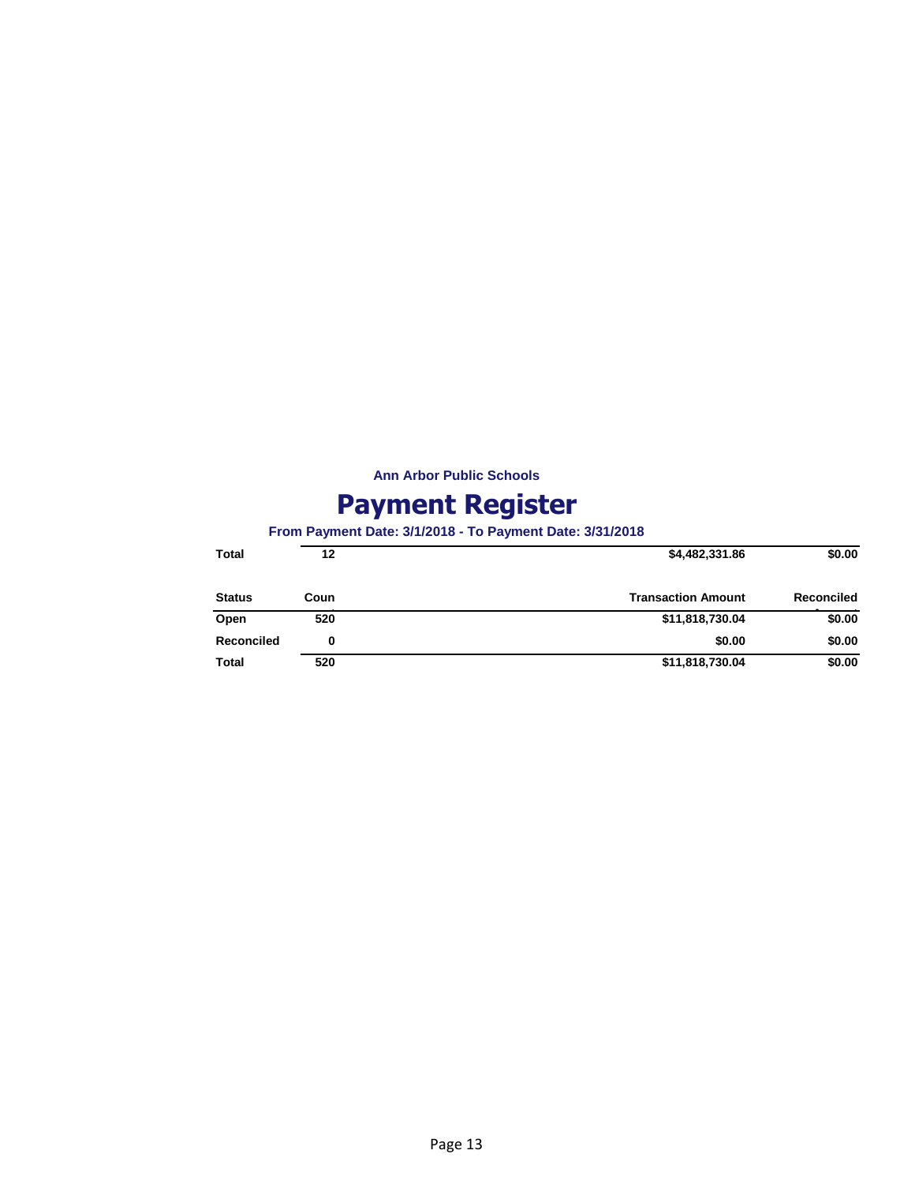Ann Arbor Public Schools

# Payment Register

From Payment Date: 3/1/2018 - To Payment Date: 3/31/2018

| | | | |
|---|---|---|---|
| **Total** | **12** | **$4,482,331.86** | **$0.00** |

| Status | Coun | Transaction Amount | Reconciled |
|---|---|---|---|
| **Open** | **520** | **$11,818,730.04** | **$0.00** |
| **Reconciled** | **0** | **$0.00** | **$0.00** |
| **Total** | **520** | **$11,818,730.04** | **$0.00** |